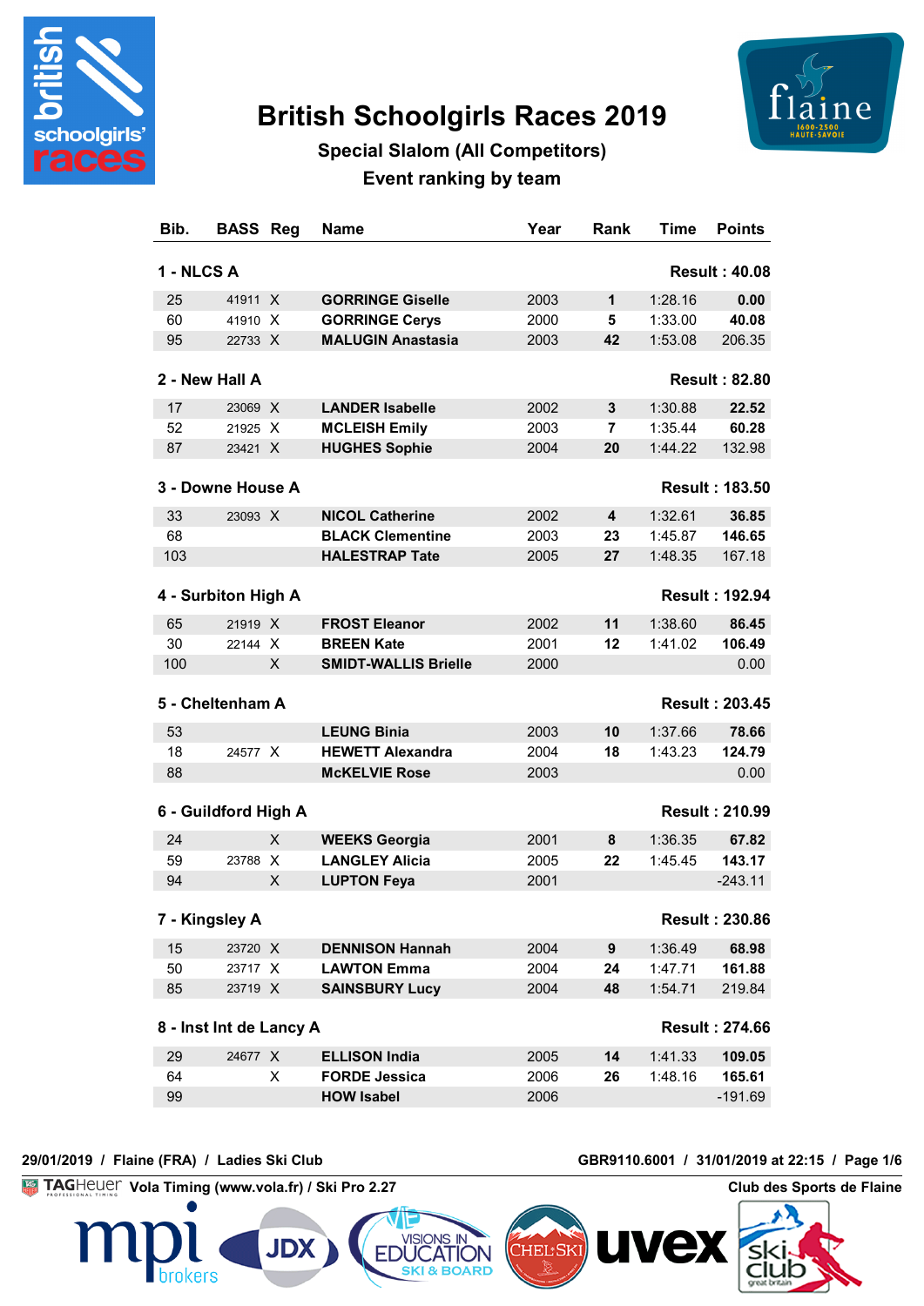# British Schoolgirls Races 2019

## Special Slalom (All Competitors)

### Event ranking by team

| Bib. | BASS | Reg | Name | Year | Rank | Time | Points |
|---|---|---|---|---|---|---|---|
| **1 - NLCS A** | | | | | | | **Result : 40.08** |
| 25 | 41911 | X | **GORRINGE Giselle** | 2003 | **1** | 1:28.16 | **0.00** |
| 60 | 41910 | X | **GORRINGE Cerys** | 2000 | **5** | 1:33.00 | **40.08** |
| 95 | 22733 | X | **MALUGIN Anastasia** | 2003 | **42** | 1:53.08 | 206.35 |
| **2 - New Hall A** | | | | | | | **Result : 82.80** |
| 17 | 23069 | X | **LANDER Isabelle** | 2002 | **3** | 1:30.88 | **22.52** |
| 52 | 21925 | X | **MCLEISH Emily** | 2003 | **7** | 1:35.44 | **60.28** |
| 87 | 23421 | X | **HUGHES Sophie** | 2004 | **20** | 1:44.22 | 132.98 |
| **3 - Downe House A** | | | | | | | **Result : 183.50** |
| 33 | 23093 | X | **NICOL Catherine** | 2002 | **4** | 1:32.61 | **36.85** |
| 68 | | | **BLACK Clementine** | 2003 | **23** | 1:45.87 | **146.65** |
| 103 | | | **HALESTRAP Tate** | 2005 | **27** | 1:48.35 | 167.18 |
| **4 - Surbiton High A** | | | | | | | **Result : 192.94** |
| 65 | 21919 | X | **FROST Eleanor** | 2002 | **11** | 1:38.60 | **86.45** |
| 30 | 22144 | X | **BREEN Kate** | 2001 | **12** | 1:41.02 | **106.49** |
| 100 | | X | **SMIDT-WALLIS Brielle** | 2000 | | | 0.00 |
| **5 - Cheltenham A** | | | | | | | **Result : 203.45** |
| 53 | | | **LEUNG Binia** | 2003 | **10** | 1:37.66 | **78.66** |
| 18 | 24577 | X | **HEWETT Alexandra** | 2004 | **18** | 1:43.23 | **124.79** |
| 88 | | | **McKELVIE Rose** | 2003 | | | 0.00 |
| **6 - Guildford High A** | | | | | | | **Result : 210.99** |
| 24 | | X | **WEEKS Georgia** | 2001 | **8** | 1:36.35 | **67.82** |
| 59 | 23788 | X | **LANGLEY Alicia** | 2005 | **22** | 1:45.45 | **143.17** |
| 94 | | X | **LUPTON Feya** | 2001 | | | -243.11 |
| **7 - Kingsley A** | | | | | | | **Result : 230.86** |
| 15 | 23720 | X | **DENNISON Hannah** | 2004 | **9** | 1:36.49 | **68.98** |
| 50 | 23717 | X | **LAWTON Emma** | 2004 | **24** | 1:47.71 | **161.88** |
| 85 | 23719 | X | **SAINSBURY Lucy** | 2004 | **48** | 1:54.71 | 219.84 |
| **8 - Inst Int de Lancy A** | | | | | | | **Result : 274.66** |
| 29 | 24677 | X | **ELLISON India** | 2005 | **14** | 1:41.33 | **109.05** |
| 64 | | X | **FORDE Jessica** | 2006 | **26** | 1:48.16 | **165.61** |
| 99 | | | **HOW Isabel** | 2006 | | | -191.69 |

29/01/2019 / Flaine (FRA) / Ladies Ski Club — GBR9110.6001 / 31/01/2019 at 22:15

Vola Timing (www.vola.fr) / Ski Pro 2.27 — Club des Sports de Flaine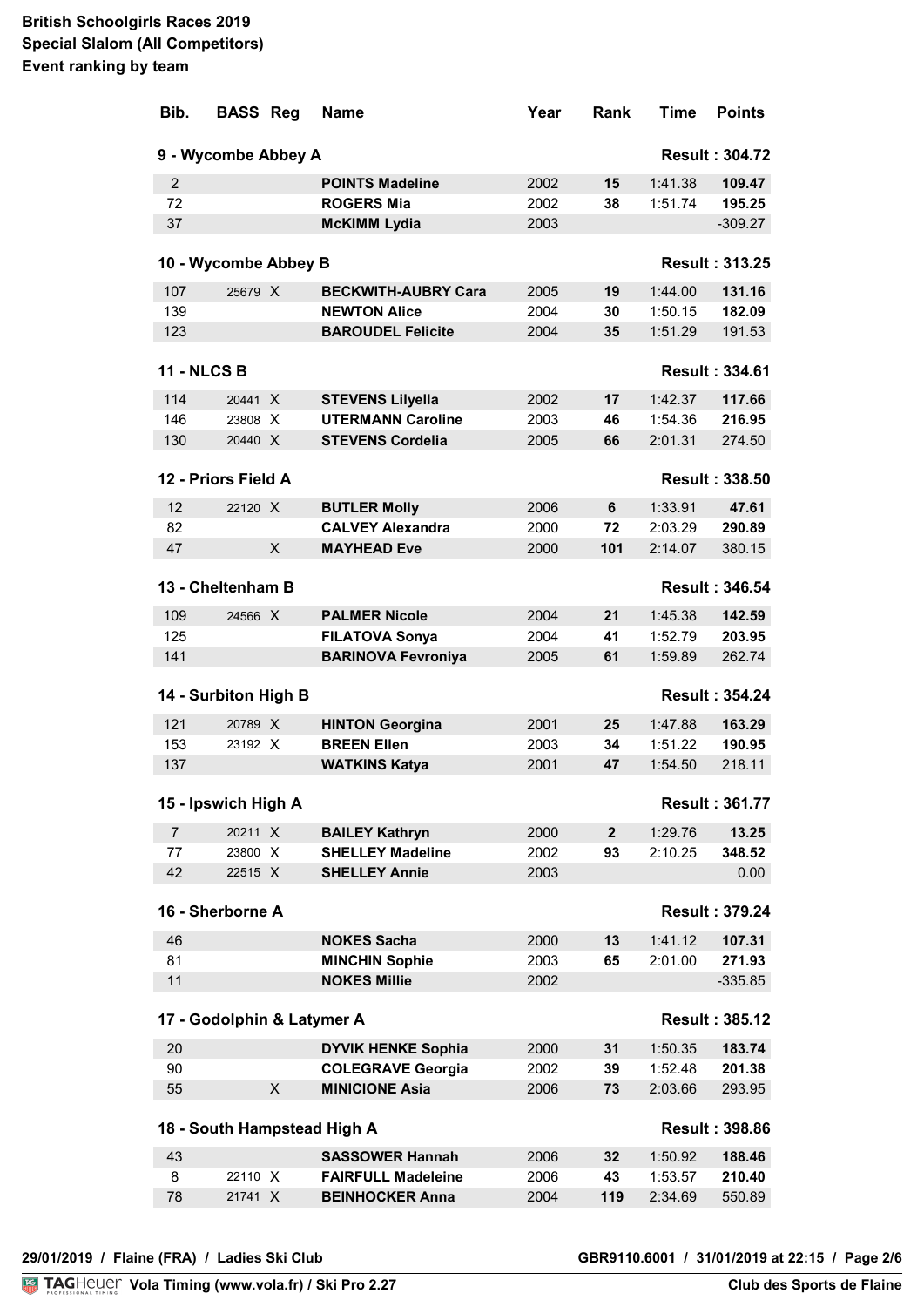**British Schoolgirls Races 2019**
**Special Slalom (All Competitors)**
**Event ranking by team**

| Bib. | BASS | Reg | Name | Year | Rank | Time | Points |
|---|---|---|---|---|---|---|---|
| **9 - Wycombe Abbey A** | | | | | | | **Result : 304.72** |
| 2 | | | **POINTS Madeline** | 2002 | **15** | 1:41.38 | **109.47** |
| 72 | | | **ROGERS Mia** | 2002 | **38** | 1:51.74 | **195.25** |
| 37 | | | **McKIMM Lydia** | 2003 | | | -309.27 |
| **10 - Wycombe Abbey B** | | | | | | | **Result : 313.25** |
| 107 | 25679 | X | **BECKWITH-AUBRY Cara** | 2005 | **19** | 1:44.00 | **131.16** |
| 139 | | | **NEWTON Alice** | 2004 | **30** | 1:50.15 | **182.09** |
| 123 | | | **BAROUDEL Felicite** | 2004 | **35** | 1:51.29 | 191.53 |
| **11 - NLCS B** | | | | | | | **Result : 334.61** |
| 114 | 20441 | X | **STEVENS Lilyella** | 2002 | **17** | 1:42.37 | **117.66** |
| 146 | 23808 | X | **UTERMANN Caroline** | 2003 | **46** | 1:54.36 | **216.95** |
| 130 | 20440 | X | **STEVENS Cordelia** | 2005 | **66** | 2:01.31 | 274.50 |
| **12 - Priors Field A** | | | | | | | **Result : 338.50** |
| 12 | 22120 | X | **BUTLER Molly** | 2006 | **6** | 1:33.91 | **47.61** |
| 82 | | | **CALVEY Alexandra** | 2000 | **72** | 2:03.29 | **290.89** |
| 47 | | X | **MAYHEAD Eve** | 2000 | **101** | 2:14.07 | 380.15 |
| **13 - Cheltenham B** | | | | | | | **Result : 346.54** |
| 109 | 24566 | X | **PALMER Nicole** | 2004 | **21** | 1:45.38 | **142.59** |
| 125 | | | **FILATOVA Sonya** | 2004 | **41** | 1:52.79 | **203.95** |
| 141 | | | **BARINOVA Fevroniya** | 2005 | **61** | 1:59.89 | 262.74 |
| **14 - Surbiton High B** | | | | | | | **Result : 354.24** |
| 121 | 20789 | X | **HINTON Georgina** | 2001 | **25** | 1:47.88 | **163.29** |
| 153 | 23192 | X | **BREEN Ellen** | 2003 | **34** | 1:51.22 | **190.95** |
| 137 | | | **WATKINS Katya** | 2001 | **47** | 1:54.50 | 218.11 |
| **15 - Ipswich High A** | | | | | | | **Result : 361.77** |
| 7 | 20211 | X | **BAILEY Kathryn** | 2000 | **2** | 1:29.76 | **13.25** |
| 77 | 23800 | X | **SHELLEY Madeline** | 2002 | **93** | 2:10.25 | **348.52** |
| 42 | 22515 | X | **SHELLEY Annie** | 2003 | | | 0.00 |
| **16 - Sherborne A** | | | | | | | **Result : 379.24** |
| 46 | | | **NOKES Sacha** | 2000 | **13** | 1:41.12 | **107.31** |
| 81 | | | **MINCHIN Sophie** | 2003 | **65** | 2:01.00 | **271.93** |
| 11 | | | **NOKES Millie** | 2002 | | | -335.85 |
| **17 - Godolphin & Latymer A** | | | | | | | **Result : 385.12** |
| 20 | | | **DYVIK HENKE Sophia** | 2000 | **31** | 1:50.35 | **183.74** |
| 90 | | | **COLEGRAVE Georgia** | 2002 | **39** | 1:52.48 | **201.38** |
| 55 | | X | **MINICIONE Asia** | 2006 | **73** | 2:03.66 | 293.95 |
| **18 - South Hampstead High A** | | | | | | | **Result : 398.86** |
| 43 | | | **SASSOWER Hannah** | 2006 | **32** | 1:50.92 | **188.46** |
| 8 | 22110 | X | **FAIRFULL Madeleine** | 2006 | **43** | 1:53.57 | **210.40** |
| 78 | 21741 | X | **BEINHOCKER Anna** | 2004 | **119** | 2:34.69 | 550.89 |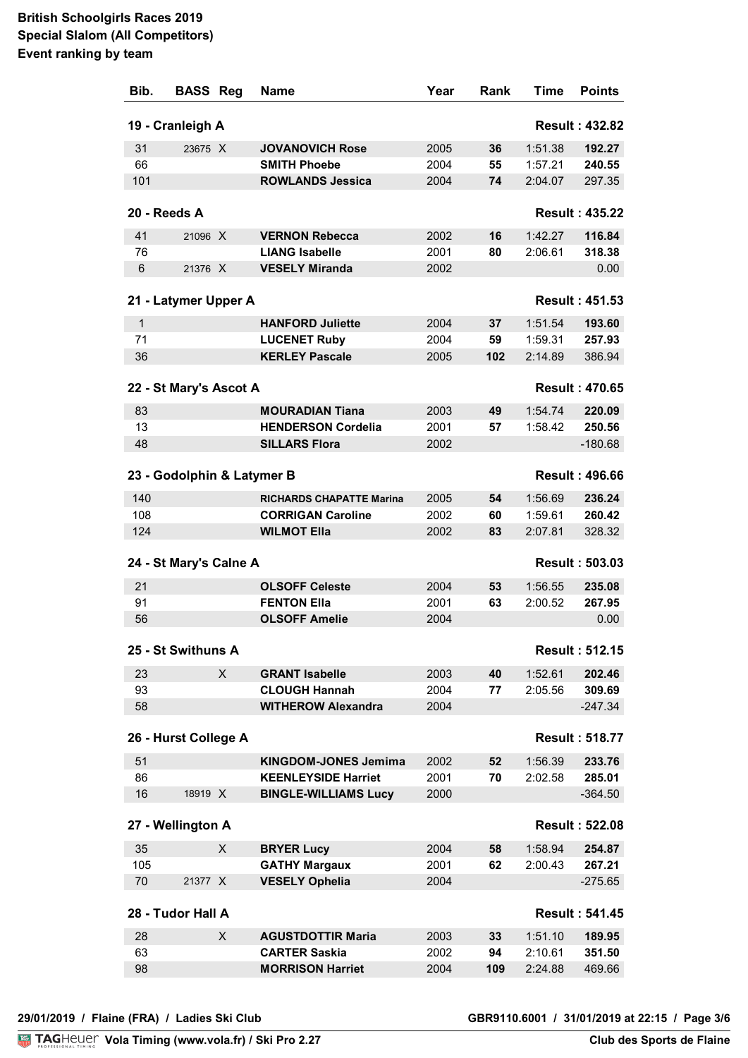**British Schoolgirls Races 2019**
**Special Slalom (All Competitors)**
**Event ranking by team**

| Bib. | BASS | Reg | Name | Year | Rank | Time | Points |
|---|---|---|---|---|---|---|---|
| **19 - Cranleigh A** | | | | | | | **Result : 432.82** |
| 31 | 23675 | X | **JOVANOVICH Rose** | 2005 | **36** | 1:51.38 | **192.27** |
| 66 | | | **SMITH Phoebe** | 2004 | **55** | 1:57.21 | **240.55** |
| 101 | | | **ROWLANDS Jessica** | 2004 | **74** | 2:04.07 | 297.35 |
| **20 - Reeds A** | | | | | | | **Result : 435.22** |
| 41 | 21096 | X | **VERNON Rebecca** | 2002 | **16** | 1:42.27 | **116.84** |
| 76 | | | **LIANG Isabelle** | 2001 | **80** | 2:06.61 | **318.38** |
| 6 | 21376 | X | **VESELY Miranda** | 2002 | | | 0.00 |
| **21 - Latymer Upper A** | | | | | | | **Result : 451.53** |
| 1 | | | **HANFORD Juliette** | 2004 | **37** | 1:51.54 | **193.60** |
| 71 | | | **LUCENET Ruby** | 2004 | **59** | 1:59.31 | **257.93** |
| 36 | | | **KERLEY Pascale** | 2005 | **102** | 2:14.89 | 386.94 |
| **22 - St Mary's Ascot A** | | | | | | | **Result : 470.65** |
| 83 | | | **MOURADIAN Tiana** | 2003 | **49** | 1:54.74 | **220.09** |
| 13 | | | **HENDERSON Cordelia** | 2001 | **57** | 1:58.42 | **250.56** |
| 48 | | | **SILLARS Flora** | 2002 | | | -180.68 |
| **23 - Godolphin & Latymer B** | | | | | | | **Result : 496.66** |
| 140 | | | **RICHARDS CHAPATTE Marina** | 2005 | **54** | 1:56.69 | **236.24** |
| 108 | | | **CORRIGAN Caroline** | 2002 | **60** | 1:59.61 | **260.42** |
| 124 | | | **WILMOT Ella** | 2002 | **83** | 2:07.81 | 328.32 |
| **24 - St Mary's Calne A** | | | | | | | **Result : 503.03** |
| 21 | | | **OLSOFF Celeste** | 2004 | **53** | 1:56.55 | **235.08** |
| 91 | | | **FENTON Ella** | 2001 | **63** | 2:00.52 | **267.95** |
| 56 | | | **OLSOFF Amelie** | 2004 | | | 0.00 |
| **25 - St Swithuns A** | | | | | | | **Result : 512.15** |
| 23 | | X | **GRANT Isabelle** | 2003 | **40** | 1:52.61 | **202.46** |
| 93 | | | **CLOUGH Hannah** | 2004 | **77** | 2:05.56 | **309.69** |
| 58 | | | **WITHEROW Alexandra** | 2004 | | | -247.34 |
| **26 - Hurst College A** | | | | | | | **Result : 518.77** |
| 51 | | | **KINGDOM-JONES Jemima** | 2002 | **52** | 1:56.39 | **233.76** |
| 86 | | | **KEENLEYSIDE Harriet** | 2001 | **70** | 2:02.58 | **285.01** |
| 16 | 18919 | X | **BINGLE-WILLIAMS Lucy** | 2000 | | | -364.50 |
| **27 - Wellington A** | | | | | | | **Result : 522.08** |
| 35 | | X | **BRYER Lucy** | 2004 | **58** | 1:58.94 | **254.87** |
| 105 | | | **GATHY Margaux** | 2001 | **62** | 2:00.43 | **267.21** |
| 70 | 21377 | X | **VESELY Ophelia** | 2004 | | | -275.65 |
| **28 - Tudor Hall A** | | | | | | | **Result : 541.45** |
| 28 | | X | **AGUSTDOTTIR Maria** | 2003 | **33** | 1:51.10 | **189.95** |
| 63 | | | **CARTER Saskia** | 2002 | **94** | 2:10.61 | **351.50** |
| 98 | | | **MORRISON Harriet** | 2004 | **109** | 2:24.88 | 469.66 |

29/01/2019 / Flaine (FRA) / Ladies Ski Club — GBR9110.6001 / 31/01/2019 at 22:15

Vola Timing (www.vola.fr) / Ski Pro 2.27 — Club des Sports de Flaine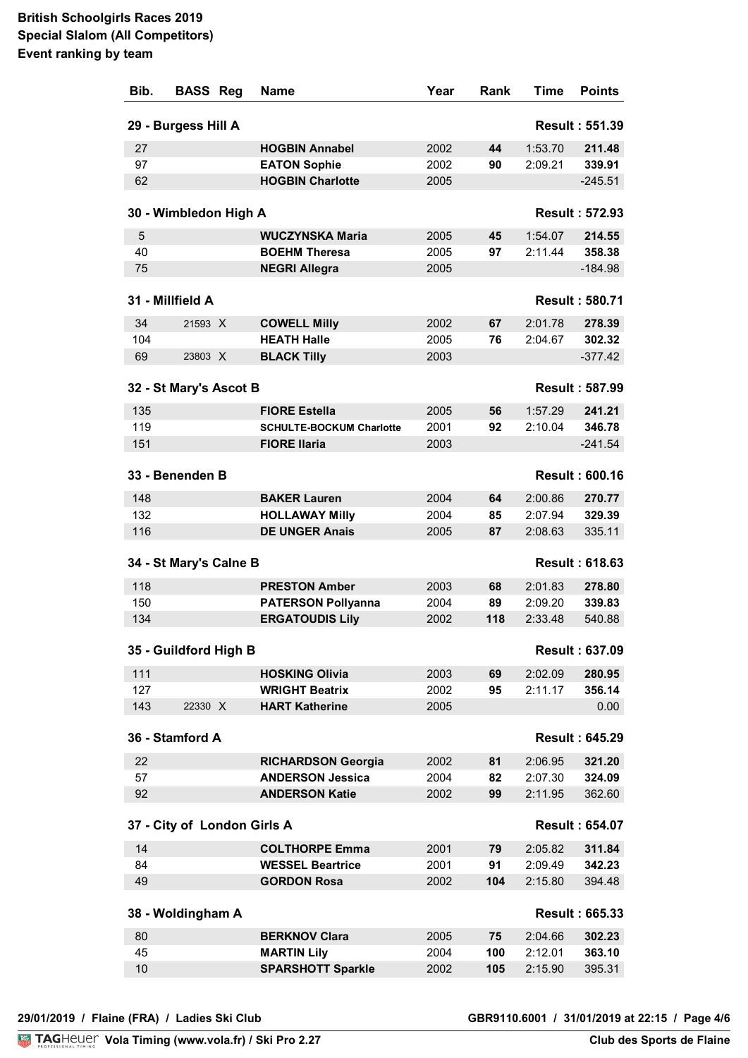**British Schoolgirls Races 2019**
**Special Slalom (All Competitors)**
**Event ranking by team**

| Bib. | BASS | Reg | Name | Year | Rank | Time | Points |
|---|---|---|---|---|---|---|---|
| **29 - Burgess Hill A** | | | | | | | **Result : 551.39** |
| 27 | | | **HOGBIN Annabel** | 2002 | **44** | 1:53.70 | **211.48** |
| 97 | | | **EATON Sophie** | 2002 | **90** | 2:09.21 | **339.91** |
| 62 | | | **HOGBIN Charlotte** | 2005 | | | -245.51 |
| **30 - Wimbledon High A** | | | | | | | **Result : 572.93** |
| 5 | | | **WUCZYNSKA Maria** | 2005 | **45** | 1:54.07 | **214.55** |
| 40 | | | **BOEHM Theresa** | 2005 | **97** | 2:11.44 | **358.38** |
| 75 | | | **NEGRI Allegra** | 2005 | | | -184.98 |
| **31 - Millfield A** | | | | | | | **Result : 580.71** |
| 34 | 21593 | X | **COWELL Milly** | 2002 | **67** | 2:01.78 | **278.39** |
| 104 | | | **HEATH Halle** | 2005 | **76** | 2:04.67 | **302.32** |
| 69 | 23803 | X | **BLACK Tilly** | 2003 | | | -377.42 |
| **32 - St Mary's Ascot B** | | | | | | | **Result : 587.99** |
| 135 | | | **FIORE Estella** | 2005 | **56** | 1:57.29 | **241.21** |
| 119 | | | **SCHULTE-BOCKUM Charlotte** | 2001 | **92** | 2:10.04 | **346.78** |
| 151 | | | **FIORE Ilaria** | 2003 | | | -241.54 |
| **33 - Benenden B** | | | | | | | **Result : 600.16** |
| 148 | | | **BAKER Lauren** | 2004 | **64** | 2:00.86 | **270.77** |
| 132 | | | **HOLLAWAY Milly** | 2004 | **85** | 2:07.94 | **329.39** |
| 116 | | | **DE UNGER Anais** | 2005 | **87** | 2:08.63 | 335.11 |
| **34 - St Mary's Calne B** | | | | | | | **Result : 618.63** |
| 118 | | | **PRESTON Amber** | 2003 | **68** | 2:01.83 | **278.80** |
| 150 | | | **PATERSON Pollyanna** | 2004 | **89** | 2:09.20 | **339.83** |
| 134 | | | **ERGATOUDIS Lily** | 2002 | **118** | 2:33.48 | 540.88 |
| **35 - Guildford High B** | | | | | | | **Result : 637.09** |
| 111 | | | **HOSKING Olivia** | 2003 | **69** | 2:02.09 | **280.95** |
| 127 | | | **WRIGHT Beatrix** | 2002 | **95** | 2:11.17 | **356.14** |
| 143 | 22330 | X | **HART Katherine** | 2005 | | | 0.00 |
| **36 - Stamford A** | | | | | | | **Result : 645.29** |
| 22 | | | **RICHARDSON Georgia** | 2002 | **81** | 2:06.95 | **321.20** |
| 57 | | | **ANDERSON Jessica** | 2004 | **82** | 2:07.30 | **324.09** |
| 92 | | | **ANDERSON Katie** | 2002 | **99** | 2:11.95 | 362.60 |
| **37 - City of London Girls A** | | | | | | | **Result : 654.07** |
| 14 | | | **COLTHORPE Emma** | 2001 | **79** | 2:05.82 | **311.84** |
| 84 | | | **WESSEL Beatrice** | 2001 | **91** | 2:09.49 | **342.23** |
| 49 | | | **GORDON Rosa** | 2002 | **104** | 2:15.80 | 394.48 |
| **38 - Woldingham A** | | | | | | | **Result : 665.33** |
| 80 | | | **BERKNOV Clara** | 2005 | **75** | 2:04.66 | **302.23** |
| 45 | | | **MARTIN Lily** | 2004 | **100** | 2:12.01 | **363.10** |
| 10 | | | **SPARSHOTT Sparkle** | 2002 | **105** | 2:15.90 | 395.31 |

29/01/2019 / Flaine (FRA) / Ladies Ski Club — GBR9110.6001 / 31/01/2019 at 22:15

Vola Timing (www.vola.fr) / Ski Pro 2.27 — Club des Sports de Flaine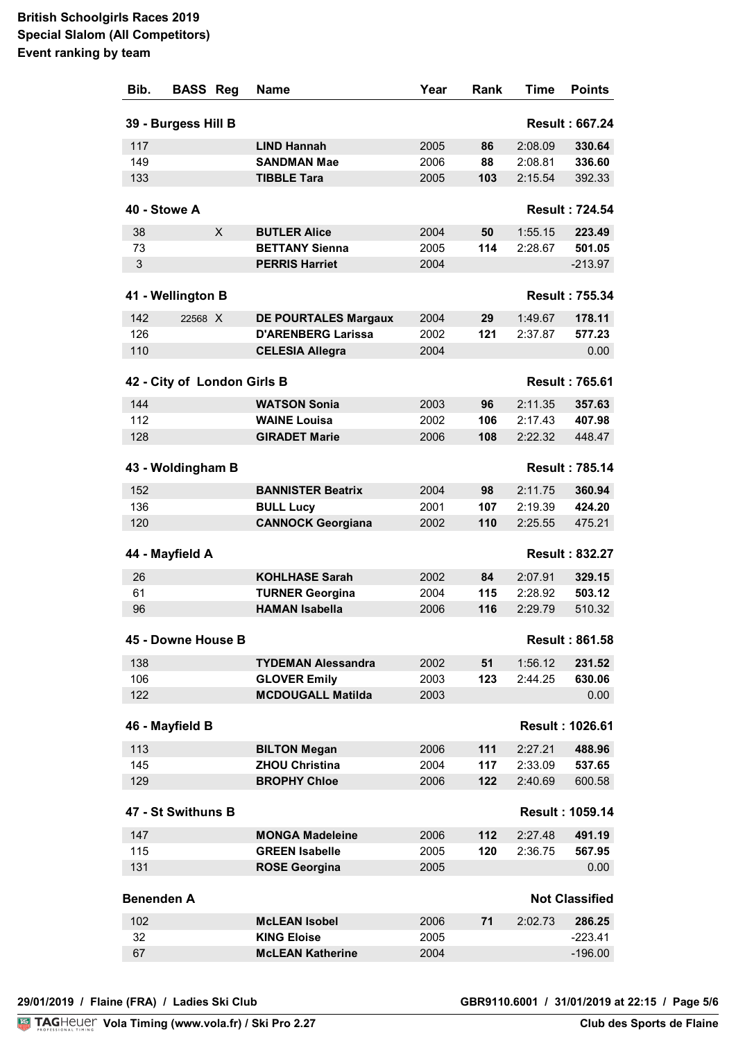**British Schoolgirls Races 2019**
**Special Slalom (All Competitors)**
**Event ranking by team**

| Bib. | BASS | Reg | Name | Year | Rank | Time | Points |
|---|---|---|---|---|---|---|---|
| **39 - Burgess Hill B** | | | | | | | **Result : 667.24** |
| 117 | | | **LIND Hannah** | 2005 | **86** | 2:08.09 | **330.64** |
| 149 | | | **SANDMAN Mae** | 2006 | **88** | 2:08.81 | **336.60** |
| 133 | | | **TIBBLE Tara** | 2005 | **103** | 2:15.54 | 392.33 |
| **40 - Stowe A** | | | | | | | **Result : 724.54** |
| 38 | | X | **BUTLER Alice** | 2004 | **50** | 1:55.15 | **223.49** |
| 73 | | | **BETTANY Sienna** | 2005 | **114** | 2:28.67 | **501.05** |
| 3 | | | **PERRIS Harriet** | 2004 | | | -213.97 |
| **41 - Wellington B** | | | | | | | **Result : 755.34** |
| 142 | 22568 | X | **DE POURTALES Margaux** | 2004 | **29** | 1:49.67 | **178.11** |
| 126 | | | **D'ARENBERG Larissa** | 2002 | **121** | 2:37.87 | **577.23** |
| 110 | | | **CELESIA Allegra** | 2004 | | | 0.00 |
| **42 - City of London Girls B** | | | | | | | **Result : 765.61** |
| 144 | | | **WATSON Sonia** | 2003 | **96** | 2:11.35 | **357.63** |
| 112 | | | **WAINE Louisa** | 2002 | **106** | 2:17.43 | **407.98** |
| 128 | | | **GIRADET Marie** | 2006 | **108** | 2:22.32 | 448.47 |
| **43 - Woldingham B** | | | | | | | **Result : 785.14** |
| 152 | | | **BANNISTER Beatrix** | 2004 | **98** | 2:11.75 | **360.94** |
| 136 | | | **BULL Lucy** | 2001 | **107** | 2:19.39 | **424.20** |
| 120 | | | **CANNOCK Georgiana** | 2002 | **110** | 2:25.55 | 475.21 |
| **44 - Mayfield A** | | | | | | | **Result : 832.27** |
| 26 | | | **KOHLHASE Sarah** | 2002 | **84** | 2:07.91 | **329.15** |
| 61 | | | **TURNER Georgina** | 2004 | **115** | 2:28.92 | **503.12** |
| 96 | | | **HAMAN Isabella** | 2006 | **116** | 2:29.79 | 510.32 |
| **45 - Downe House B** | | | | | | | **Result : 861.58** |
| 138 | | | **TYDEMAN Alessandra** | 2002 | **51** | 1:56.12 | **231.52** |
| 106 | | | **GLOVER Emily** | 2003 | **123** | 2:44.25 | **630.06** |
| 122 | | | **MCDOUGALL Matilda** | 2003 | | | 0.00 |
| **46 - Mayfield B** | | | | | | | **Result : 1026.61** |
| 113 | | | **BILTON Megan** | 2006 | **111** | 2:27.21 | **488.96** |
| 145 | | | **ZHOU Christina** | 2004 | **117** | 2:33.09 | **537.65** |
| 129 | | | **BROPHY Chloe** | 2006 | **122** | 2:40.69 | 600.58 |
| **47 - St Swithuns B** | | | | | | | **Result : 1059.14** |
| 147 | | | **MONGA Madeleine** | 2006 | **112** | 2:27.48 | **491.19** |
| 115 | | | **GREEN Isabelle** | 2005 | **120** | 2:36.75 | **567.95** |
| 131 | | | **ROSE Georgina** | 2005 | | | 0.00 |
| **Benenden A** | | | | | | | **Not Classified** |
| 102 | | | **McLEAN Isobel** | 2006 | **71** | 2:02.73 | **286.25** |
| 32 | | | **KING Eloise** | 2005 | | | -223.41 |
| 67 | | | **McLEAN Katherine** | 2004 | | | -196.00 |

29/01/2019 / Flaine (FRA) / Ladies Ski Club — GBR9110.6001 / 31/01/2019 at 22:15

Vola Timing (www.vola.fr) / Ski Pro 2.27 — Club des Sports de Flaine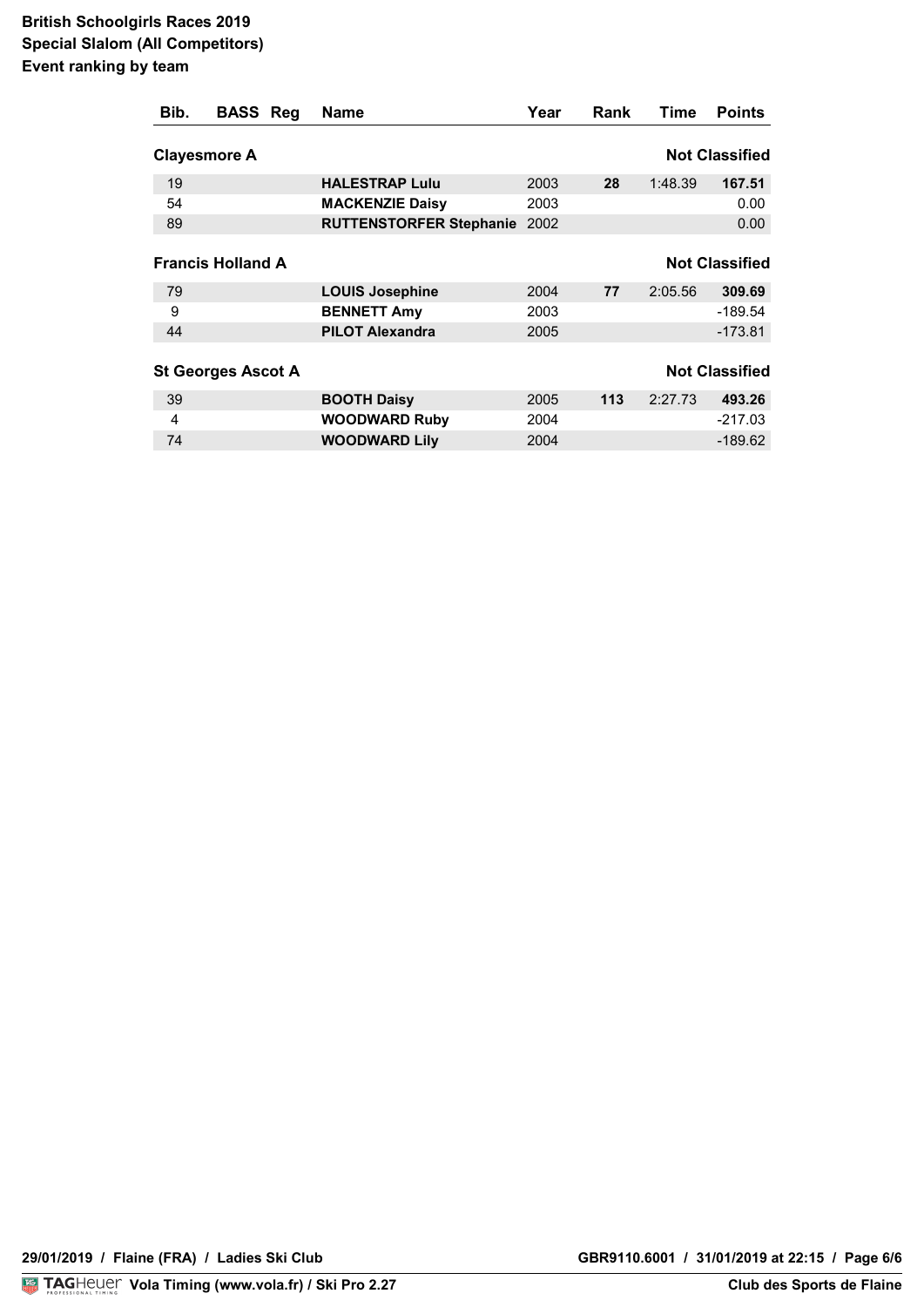**British Schoolgirls Races 2019**
**Special Slalom (All Competitors)**
**Event ranking by team**

| Bib. | BASS | Reg | Name | Year | Rank | Time | Points |
|---|---|---|---|---|---|---|---|
| **Clayesmore A** | | | | | | | **Not Classified** |
| 19 | | | **HALESTRAP Lulu** | 2003 | **28** | 1:48.39 | **167.51** |
| 54 | | | **MACKENZIE Daisy** | 2003 | | | 0.00 |
| 89 | | | **RUTTENSTORFER Stephanie** | 2002 | | | 0.00 |
| **Francis Holland A** | | | | | | | **Not Classified** |
| 79 | | | **LOUIS Josephine** | 2004 | **77** | 2:05.56 | **309.69** |
| 9 | | | **BENNETT Amy** | 2003 | | | -189.54 |
| 44 | | | **PILOT Alexandra** | 2005 | | | -173.81 |
| **St Georges Ascot A** | | | | | | | **Not Classified** |
| 39 | | | **BOOTH Daisy** | 2005 | **113** | 2:27.73 | **493.26** |
| 4 | | | **WOODWARD Ruby** | 2004 | | | -217.03 |
| 74 | | | **WOODWARD Lily** | 2004 | | | -189.62 |

29/01/2019 / Flaine (FRA) / Ladies Ski Club

GBR9110.6001 / 31/01/2019 at 22:15

TAGHeuer Vola Timing (www.vola.fr) / Ski Pro 2.27

Club des Sports de Flaine